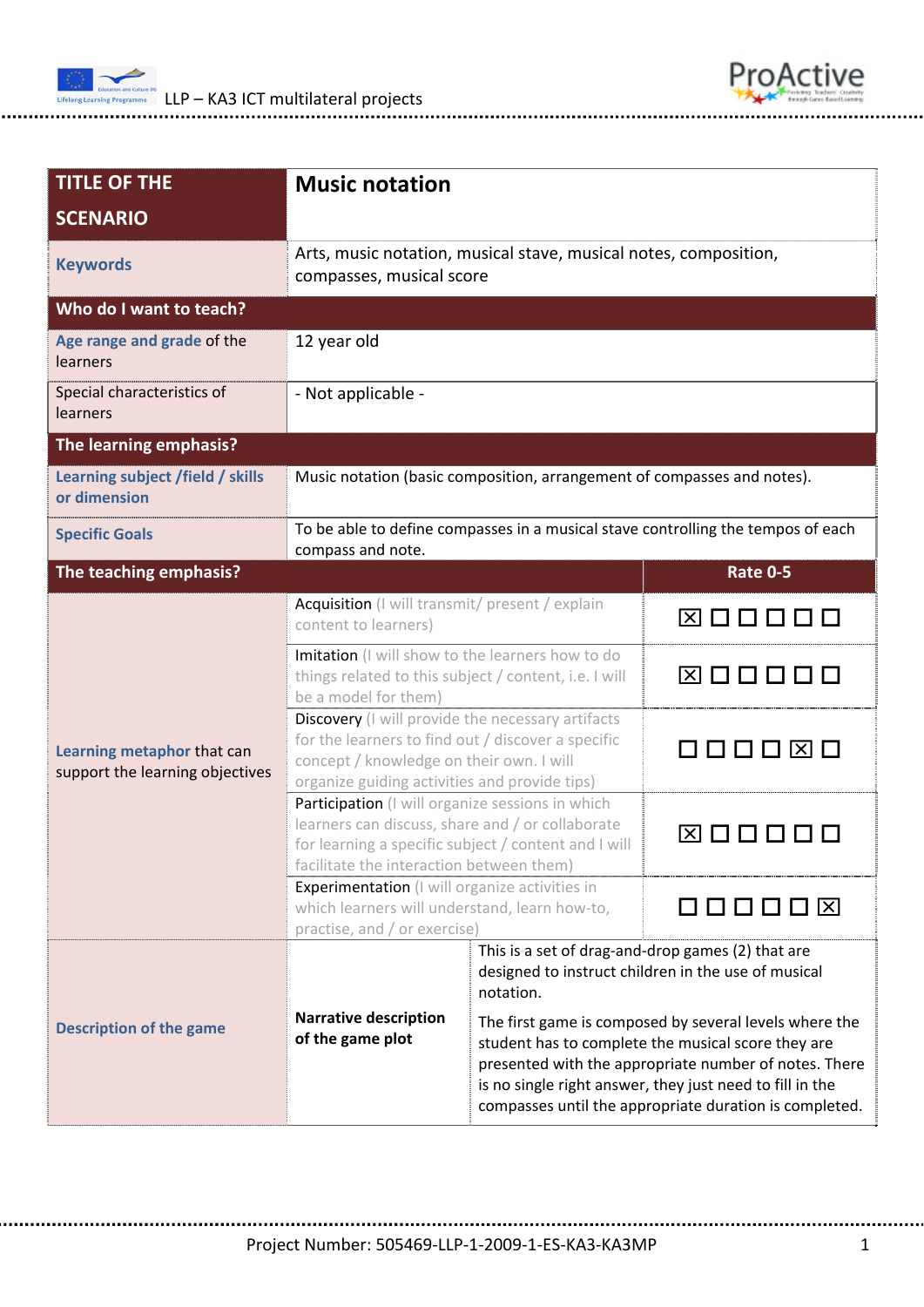| TITLE OF THE SCENARIO | Music notation | |
|---|---|---|
| **Keywords** | Arts, music notation, musical stave, musical notes, composition, compasses, musical score | |
| **Who do I want to teach?** | | |
| **Age range and grade** of the learners | 12 year old | |
| Special characteristics of learners | - Not applicable - | |
| **The learning emphasis?** | | |
| **Learning subject /field / skills or dimension** | Music notation (basic composition, arrangement of compasses and notes). | |
| **Specific Goals** | To be able to define compasses in a musical stave controlling the tempos of each compass and note. | |
| **The teaching emphasis?** | | **Rate 0-5** |
| **Learning metaphor** that can support the learning objectives | Acquisition (I will transmit/ present / explain content to learners) | ☒ ☐ ☐ ☐ ☐ ☐ |
| | Imitation (I will show to the learners how to do things related to this subject / content, i.e. I will be a model for them) | ☒ ☐ ☐ ☐ ☐ ☐ |
| | Discovery (I will provide the necessary artifacts for the learners to find out / discover a specific concept / knowledge on their own. I will organize guiding activities and provide tips) | ☐ ☐ ☐ ☐ ☒ ☐ |
| | Participation (I will organize sessions in which learners can discuss, share and / or collaborate for learning a specific subject / content and I will facilitate the interaction between them) | ☒ ☐ ☐ ☐ ☐ ☐ |
| | Experimentation (I will organize activities in which learners will understand, learn how-to, practise, and / or exercise) | ☐ ☐ ☐ ☐ ☐ ☒ |
| **Description of the game** | **Narrative description of the game plot** | This is a set of drag-and-drop games (2) that are designed to instruct children in the use of musical notation.<br><br>The first game is composed by several levels where the student has to complete the musical score they are presented with the appropriate number of notes. There is no single right answer, they just need to fill in the compasses until the appropriate duration is completed. |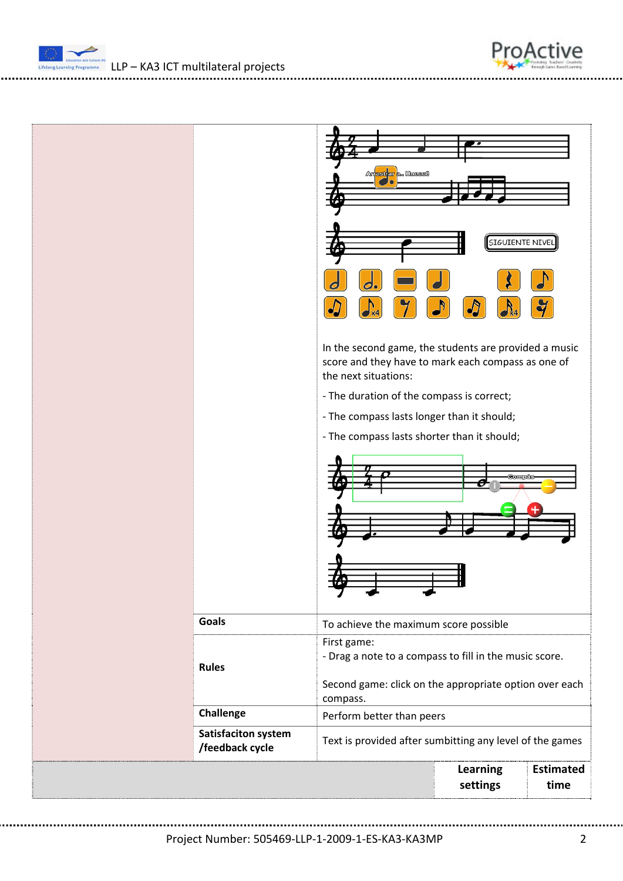| | | |
|---|---|---|
| | | In the second game, the students are provided a music score and they have to mark each compass as one of the next situations:<br><br>- The duration of the compass is correct;<br><br>- The compass lasts longer than it should;<br><br>- The compass lasts shorter than it should; |
| | **Goals** | To achieve the maximum score possible |
| | **Rules** | First game:<br>- Drag a note to a compass to fill in the music score.<br><br>Second game: click on the appropriate option over each compass. |
| | **Challenge** | Perform better than peers |
| | **Satisfaciton system /feedback cycle** | Text is provided after sumbitting any level of the games |

| | **Learning settings** | **Estimated time** |
|---|---|---|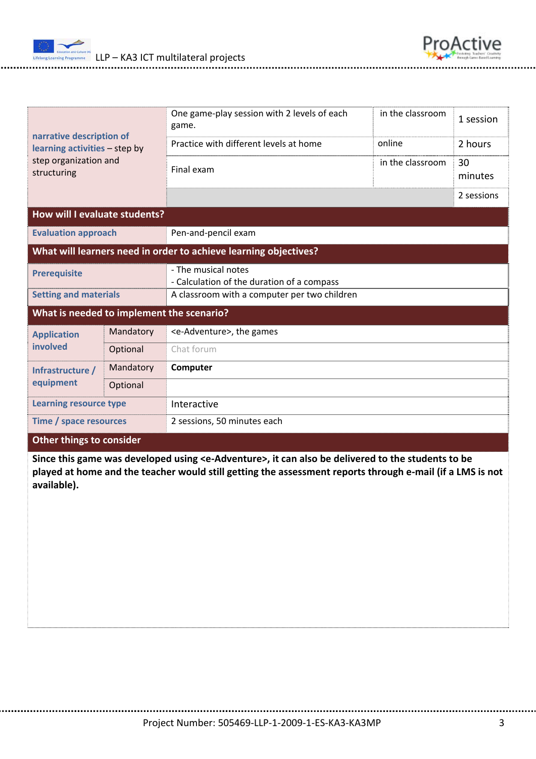| | | | |
|---|---|---|---|
| **narrative description of learning activities** – step by step organization and structuring | One game-play session with 2 levels of each game. | in the classroom | 1 session |
| | Practice with different levels at home | online | 2 hours |
| | Final exam | in the classroom | 30 minutes |
| | | | 2 sessions |

## How will I evaluate students?

| | |
|---|---|
| **Evaluation approach** | Pen-and-pencil exam |

## What will learners need in order to achieve learning objectives?

| | |
|---|---|
| **Prerequisite** | - The musical notes<br>- Calculation of the duration of a compass |
| **Setting and materials** | A classroom with a computer per two children |

## What is needed to implement the scenario?

| | | |
|---|---|---|
| **Application involved** | Mandatory | <e-Adventure>, the games |
| | Optional | Chat forum |
| **Infrastructure / equipment** | Mandatory | **Computer** |
| | Optional | |
| **Learning resource type** | | Interactive |
| **Time / space resources** | | 2 sessions, 50 minutes each |

## Other things to consider

**Since this game was developed using <e-Adventure>, it can also be delivered to the students to be played at home and the teacher would still getting the assessment reports through e-mail (if a LMS is not available).**